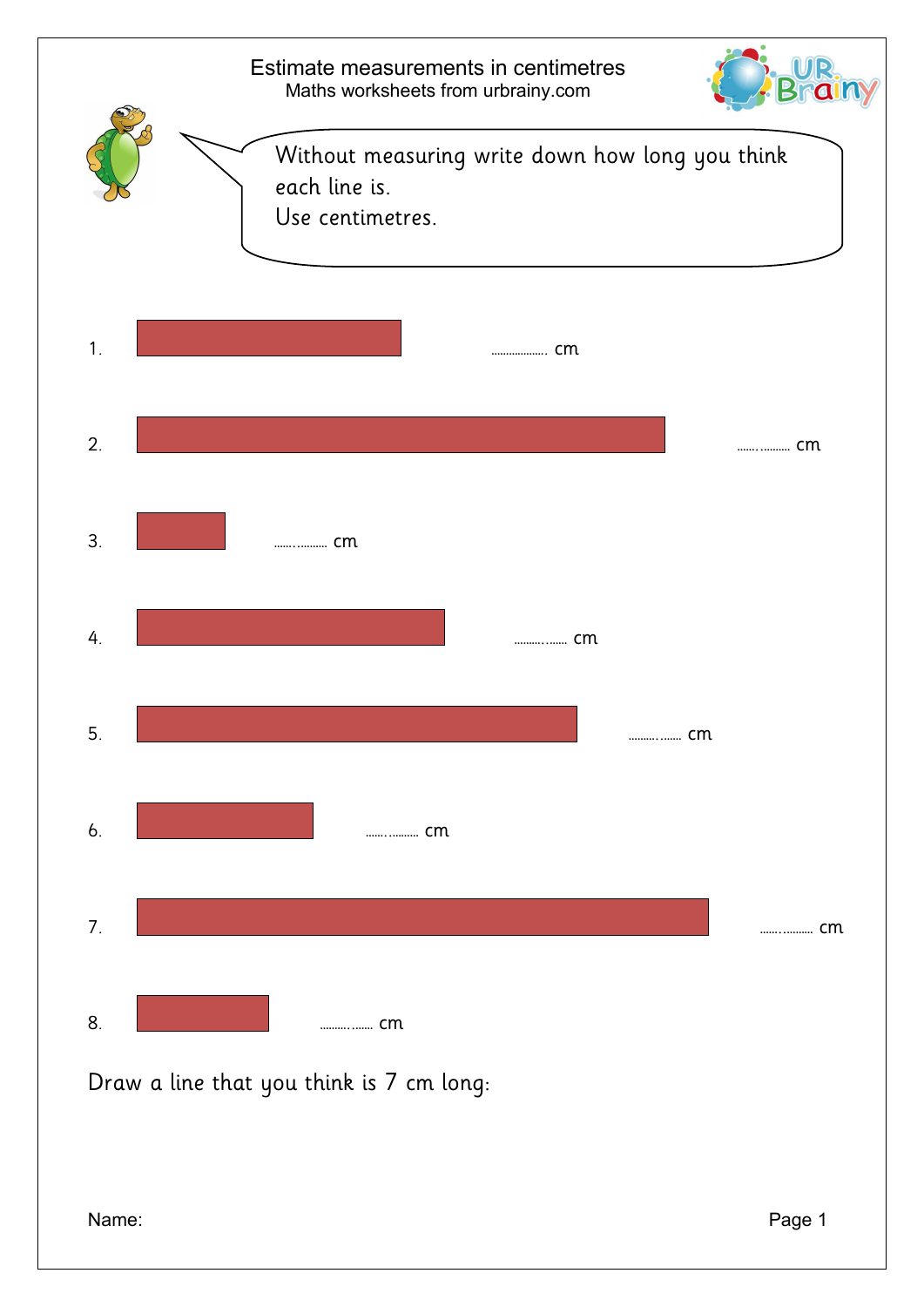# Estimate measurements in centimetres

Maths worksheets from urbrainy.com

Without measuring write down how long you think each line is.
Use centimetres.

1. .................. cm

2. ................. cm

3. ................. cm

4. ................. cm

5. ................. cm

6. ................. cm

7. ................. cm

8. ................. cm

Draw a line that you think is 7 cm long:

Name: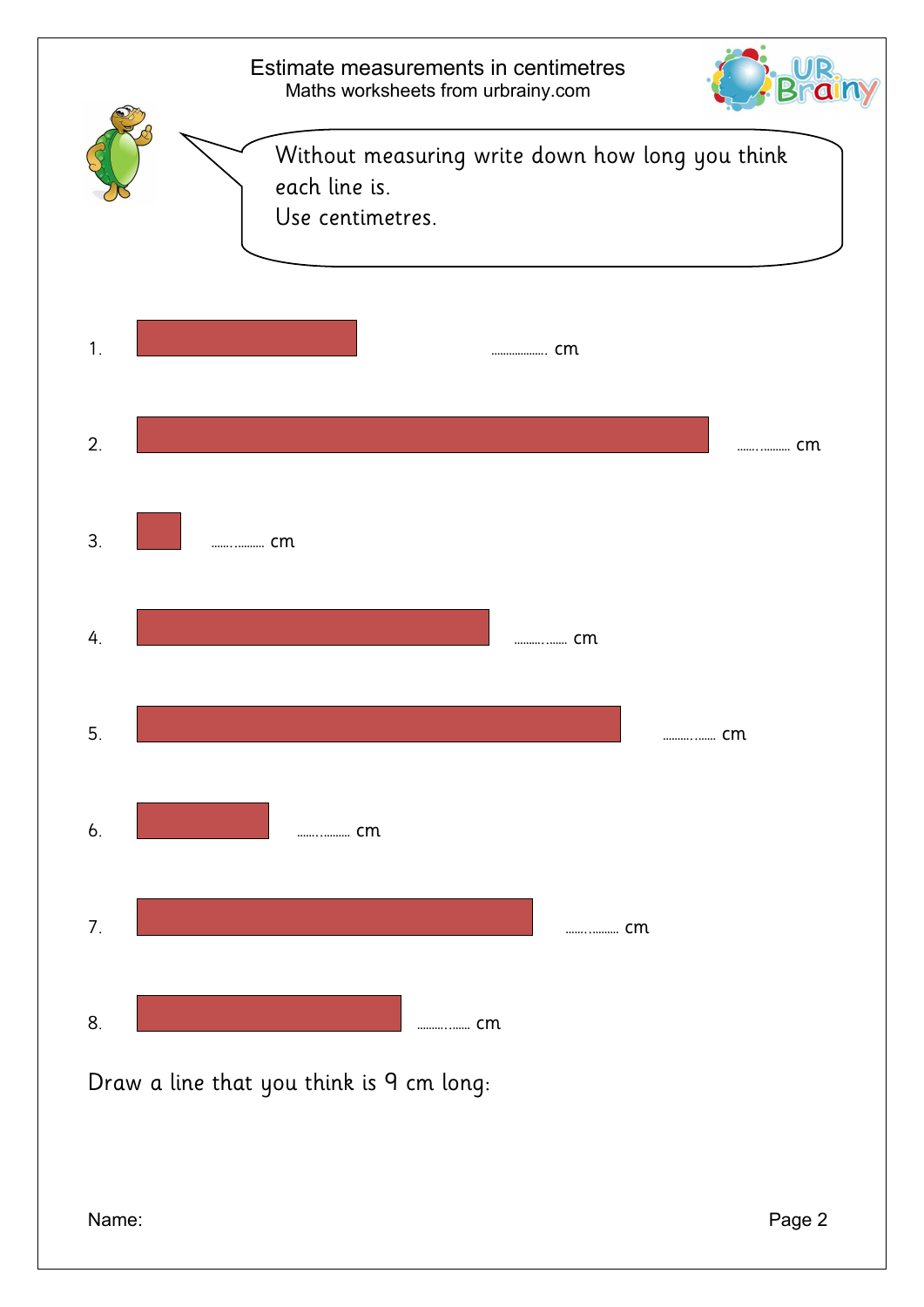# Estimate measurements in centimetres

Maths worksheets from urbrainy.com

Without measuring write down how long you think each line is.
Use centimetres.

1. .................. cm

2. ................ cm

3. ................ cm

4. ................ cm

5. ................ cm

6. ................ cm

7. ................ cm

8. ................ cm

Draw a line that you think is 9 cm long:

Name: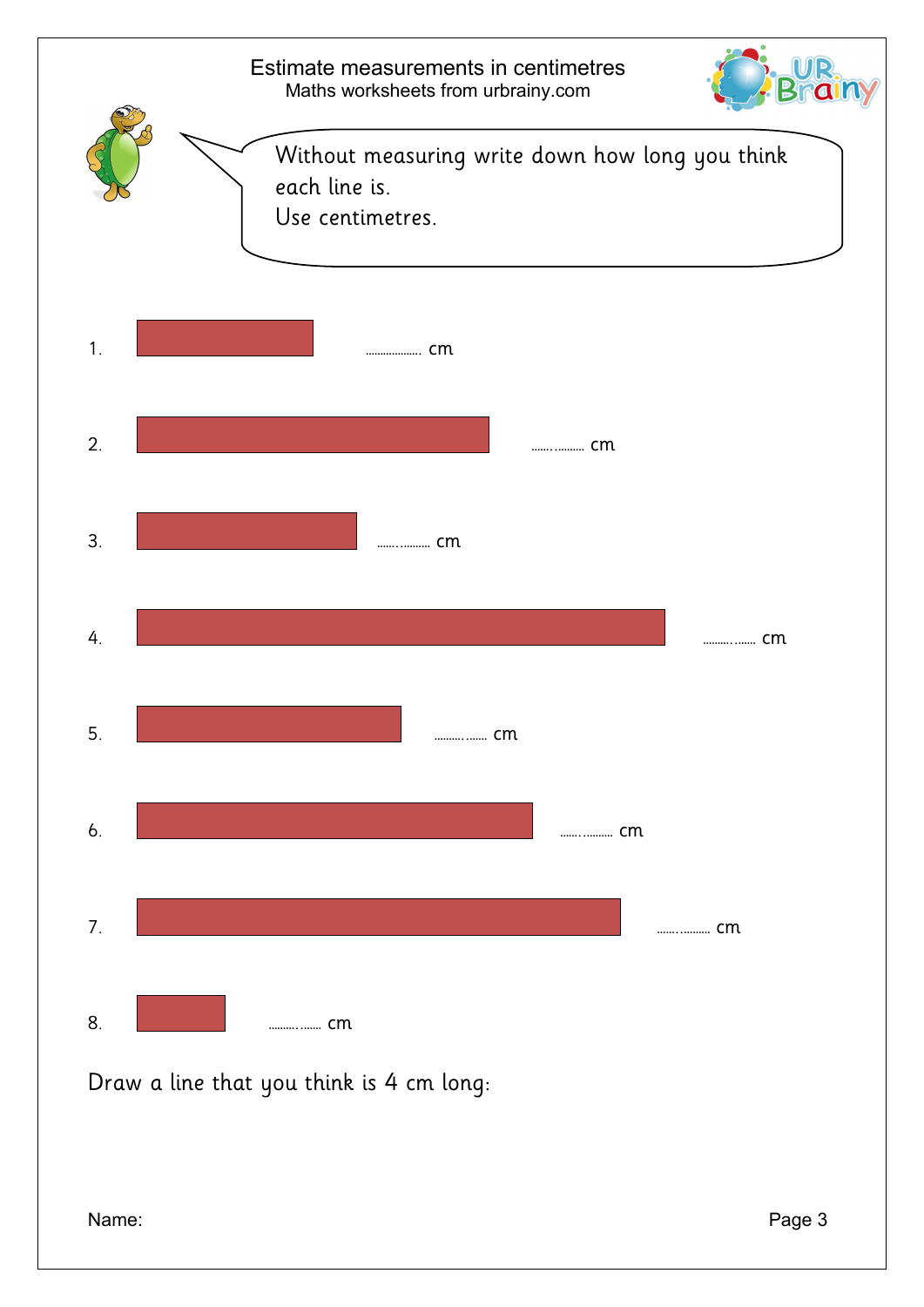# Estimate measurements in centimetres

Maths worksheets from urbrainy.com

Without measuring write down how long you think each line is.
Use centimetres.

1. .................. cm

2. ................ cm

3. ................ cm

4. ................ cm

5. ................ cm

6. ................ cm

7. ................ cm

8. ................ cm

Draw a line that you think is 4 cm long:

Name: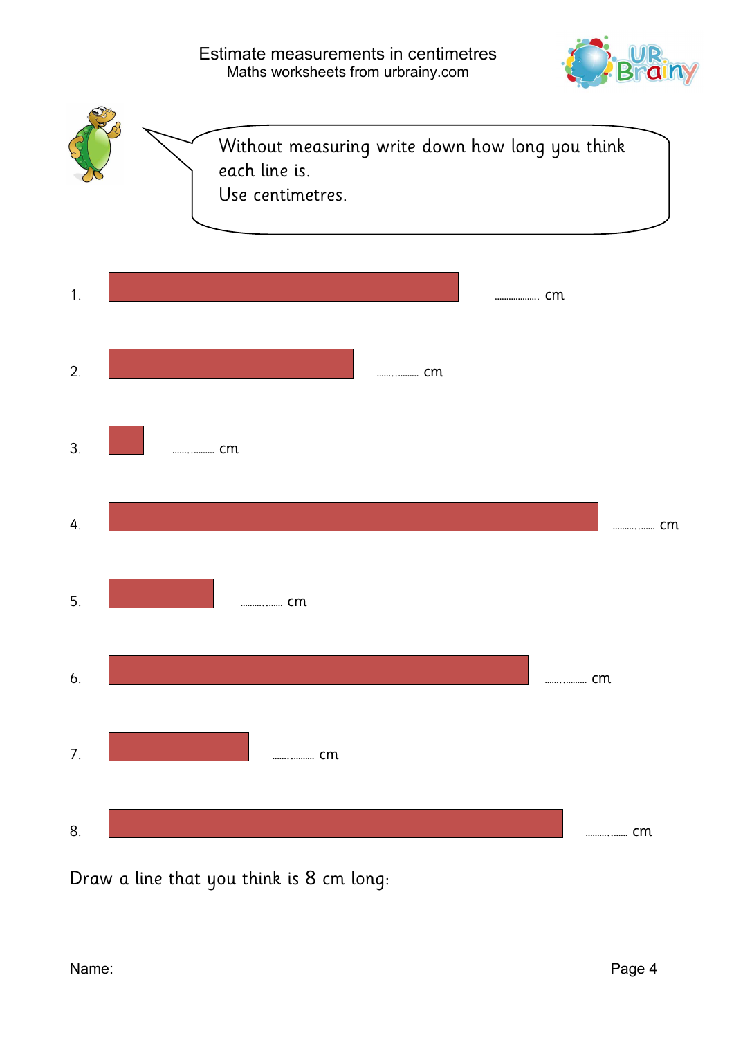# Estimate measurements in centimetres

Maths worksheets from urbrainy.com

Without measuring write down how long you think each line is.
Use centimetres.

1. .................. cm

2. ................ cm

3. ................ cm

4. ................ cm

5. ................ cm

6. ................ cm

7. ................ cm

8. ................ cm

Draw a line that you think is 8 cm long:

Name: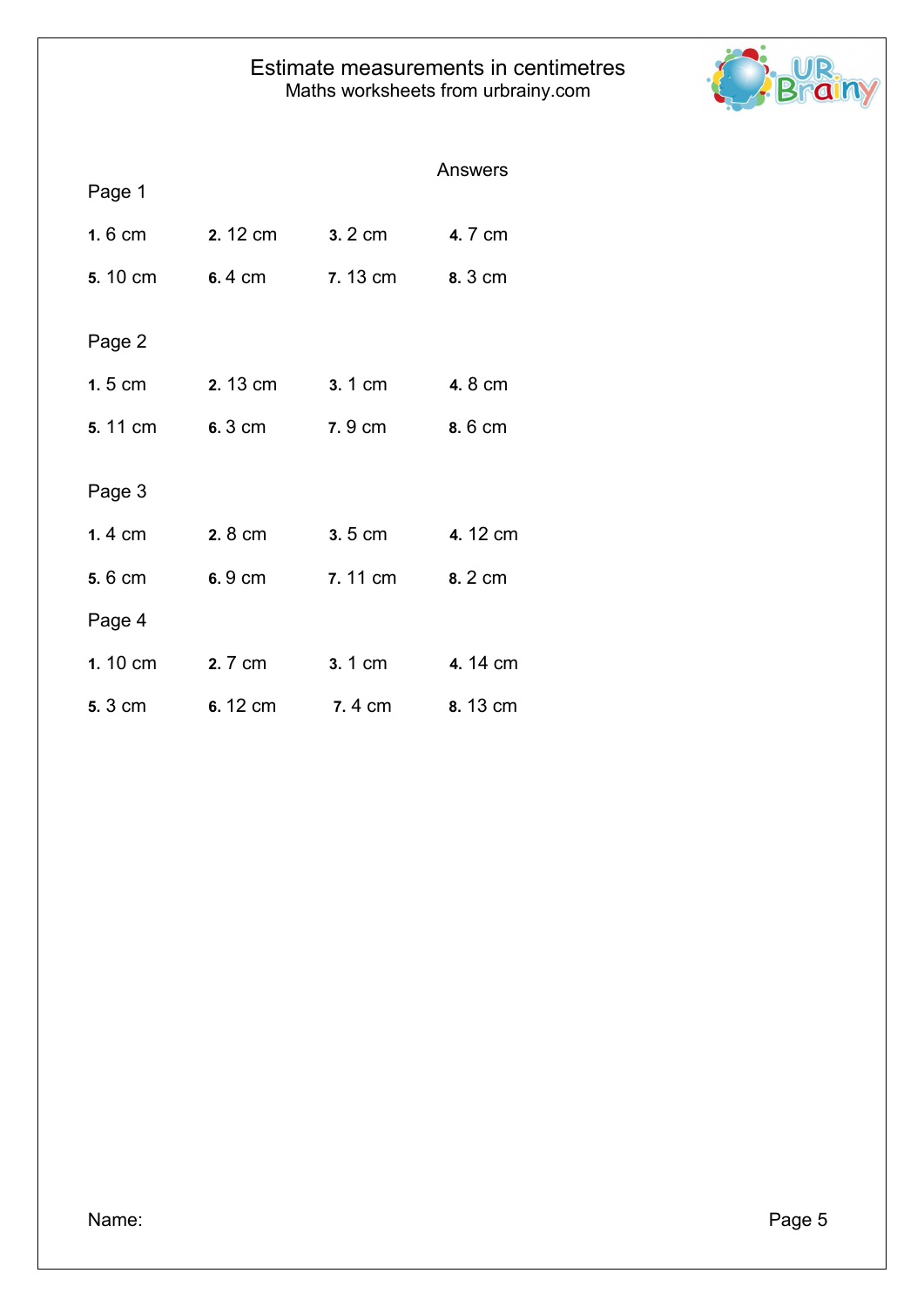# Estimate measurements in centimetres

Maths worksheets from urbrainy.com

## Answers

### Page 1

**1.** 6 cm  **2.** 12 cm  **3.** 2 cm  **4.** 7 cm

**5.** 10 cm  **6.** 4 cm  **7.** 13 cm  **8.** 3 cm

### Page 2

**1.** 5 cm  **2.** 13 cm  **3.** 1 cm  **4.** 8 cm

**5.** 11 cm  **6.** 3 cm  **7.** 9 cm  **8.** 6 cm

### Page 3

**1.** 4 cm  **2.** 8 cm  **3.** 5 cm  **4.** 12 cm

**5.** 6 cm  **6.** 9 cm  **7.** 11 cm  **8.** 2 cm

### Page 4

**1.** 10 cm  **2.** 7 cm  **3.** 1 cm  **4.** 14 cm

**5.** 3 cm  **6.** 12 cm  **7.** 4 cm  **8.** 13 cm

Name: